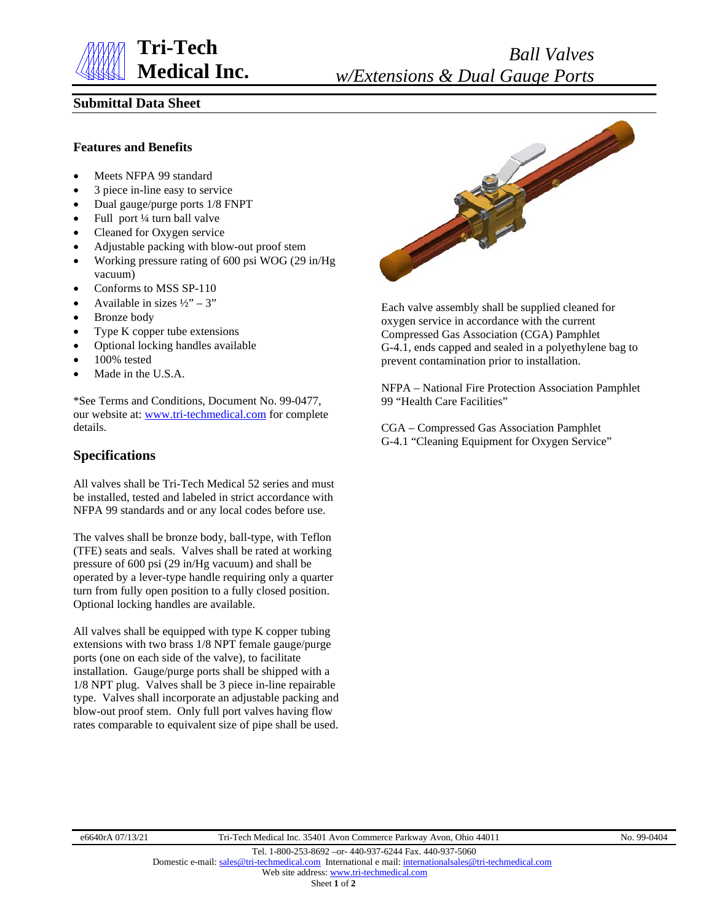# Tri-Tech Medical Inc.

*Ball Valves w/Extensions & Dual Gauge Ports*

## Submittal Data Sheet

### Features and Benefits

- Meets NFPA 99 standard
- 3 piece in-line easy to service
- Dual gauge/purge ports 1/8 FNPT
- Full port ¼ turn ball valve
- Cleaned for Oxygen service
- Adjustable packing with blow-out proof stem
- Working pressure rating of 600 psi WOG (29 in/Hg vacuum)
- Conforms to MSS SP-110
- Available in sizes ½" – 3"
- Bronze body
- Type K copper tube extensions
- Optional locking handles available
- 100% tested
- Made in the U.S.A.

*See Terms and Conditions, Document No. 99-0477, our website at: www.tri-techmedical.com for complete details.

## Specifications

All valves shall be Tri-Tech Medical 52 series and must be installed, tested and labeled in strict accordance with NFPA 99 standards and or any local codes before use.

The valves shall be bronze body, ball-type, with Teflon (TFE) seats and seals. Valves shall be rated at working pressure of 600 psi (29 in/Hg vacuum) and shall be operated by a lever-type handle requiring only a quarter turn from fully open position to a fully closed position. Optional locking handles are available.

All valves shall be equipped with type K copper tubing extensions with two brass 1/8 NPT female gauge/purge ports (one on each side of the valve), to facilitate installation. Gauge/purge ports shall be shipped with a 1/8 NPT plug. Valves shall be 3 piece in-line repairable type. Valves shall incorporate an adjustable packing and blow-out proof stem. Only full port valves having flow rates comparable to equivalent size of pipe shall be used.

Each valve assembly shall be supplied cleaned for oxygen service in accordance with the current Compressed Gas Association (CGA) Pamphlet G-4.1, ends capped and sealed in a polyethylene bag to prevent contamination prior to installation.

NFPA – National Fire Protection Association Pamphlet 99 "Health Care Facilities"

CGA – Compressed Gas Association Pamphlet G-4.1 "Cleaning Equipment for Oxygen Service"

e6640rA 07/13/21 Tri-Tech Medical Inc. 35401 Avon Commerce Parkway Avon, Ohio 44011 No. 99-0404

Tel. 1-800-253-8692 –or- 440-937-6244 Fax. 440-937-5060
Domestic e-mail: sales@tri-techmedical.com International e mail: internationalsales@tri-techmedical.com
Web site address: www.tri-techmedical.com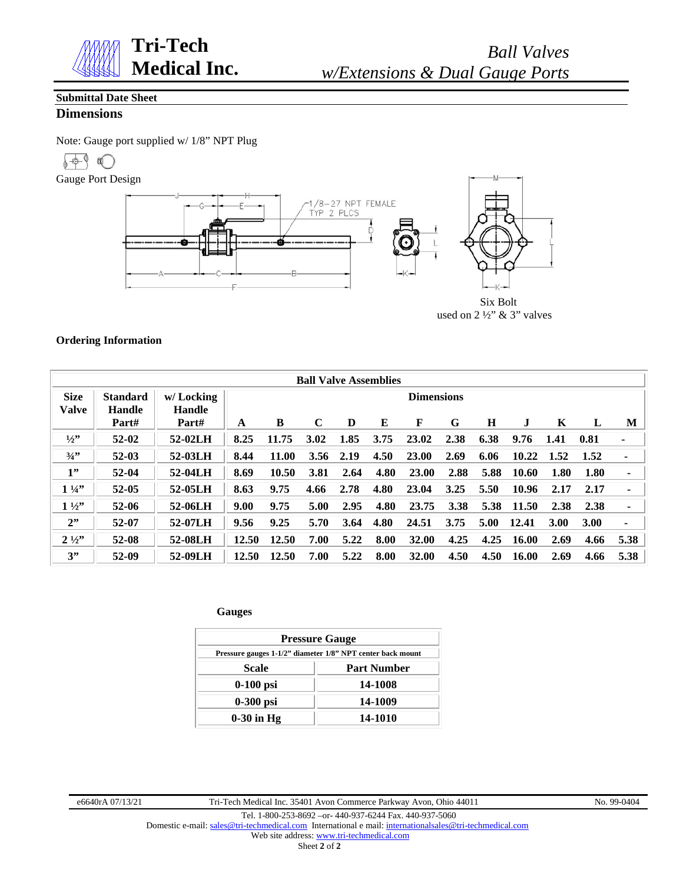# Tri-Tech Medical Inc.

*Ball Valves w/Extensions & Dual Gauge Ports*

**Submittal Date Sheet**

## Dimensions

Note: Gauge port supplied w/ 1/8" NPT Plug

Gauge Port Design

1/8–27 NPT FEMALE
TYP 2 PLCS

Six Bolt
used on 2 ½" & 3" valves

**Ordering Information**

| Ball Valve Assemblies | | | | | | | | | | | | | | | |
|---|---|---|---|---|---|---|---|---|---|---|---|---|---|---|---|
| **Size Valve** | **Standard Handle Part#** | **w/ Locking Handle Part#** | **Dimensions** | | | | | | | | | | | | |
| | | | **A** | **B** | **C** | **D** | **E** | **F** | **G** | **H** | **J** | **K** | **L** | **M** |
| **½"** | **52-02** | **52-02LH** | **8.25** | **11.75** | **3.02** | **1.85** | **3.75** | **23.02** | **2.38** | **6.38** | **9.76** | **1.41** | **0.81** | **-** |
| **¾"** | **52-03** | **52-03LH** | **8.44** | **11.00** | **3.56** | **2.19** | **4.50** | **23.00** | **2.69** | **6.06** | **10.22** | **1.52** | **1.52** | **-** |
| **1"** | **52-04** | **52-04LH** | **8.69** | **10.50** | **3.81** | **2.64** | **4.80** | **23.00** | **2.88** | **5.88** | **10.60** | **1.80** | **1.80** | **-** |
| **1 ¼"** | **52-05** | **52-05LH** | **8.63** | **9.75** | **4.66** | **2.78** | **4.80** | **23.04** | **3.25** | **5.50** | **10.96** | **2.17** | **2.17** | **-** |
| **1 ½"** | **52-06** | **52-06LH** | **9.00** | **9.75** | **5.00** | **2.95** | **4.80** | **23.75** | **3.38** | **5.38** | **11.50** | **2.38** | **2.38** | **-** |
| **2"** | **52-07** | **52-07LH** | **9.56** | **9.25** | **5.70** | **3.64** | **4.80** | **24.51** | **3.75** | **5.00** | **12.41** | **3.00** | **3.00** | **-** |
| **2 ½"** | **52-08** | **52-08LH** | **12.50** | **12.50** | **7.00** | **5.22** | **8.00** | **32.00** | **4.25** | **4.25** | **16.00** | **2.69** | **4.66** | **5.38** |
| **3"** | **52-09** | **52-09LH** | **12.50** | **12.50** | **7.00** | **5.22** | **8.00** | **32.00** | **4.50** | **4.50** | **16.00** | **2.69** | **4.66** | **5.38** |

**Gauges**

| Pressure Gauge | |
|---|---|
| Pressure gauges 1-1/2" diameter 1/8" NPT center back mount | |
| **Scale** | **Part Number** |
| **0-100 psi** | **14-1008** |
| **0-300 psi** | **14-1009** |
| **0-30 in Hg** | **14-1010** |

e6640rA 07/13/21 Tri-Tech Medical Inc. 35401 Avon Commerce Parkway Avon, Ohio 44011 No. 99-0404

Tel. 1-800-253-8692 –or- 440-937-6244 Fax. 440-937-5060
Domestic e-mail: sales@tri-techmedical.com International e mail: internationalsales@tri-techmedical.com
Web site address: www.tri-techmedical.com